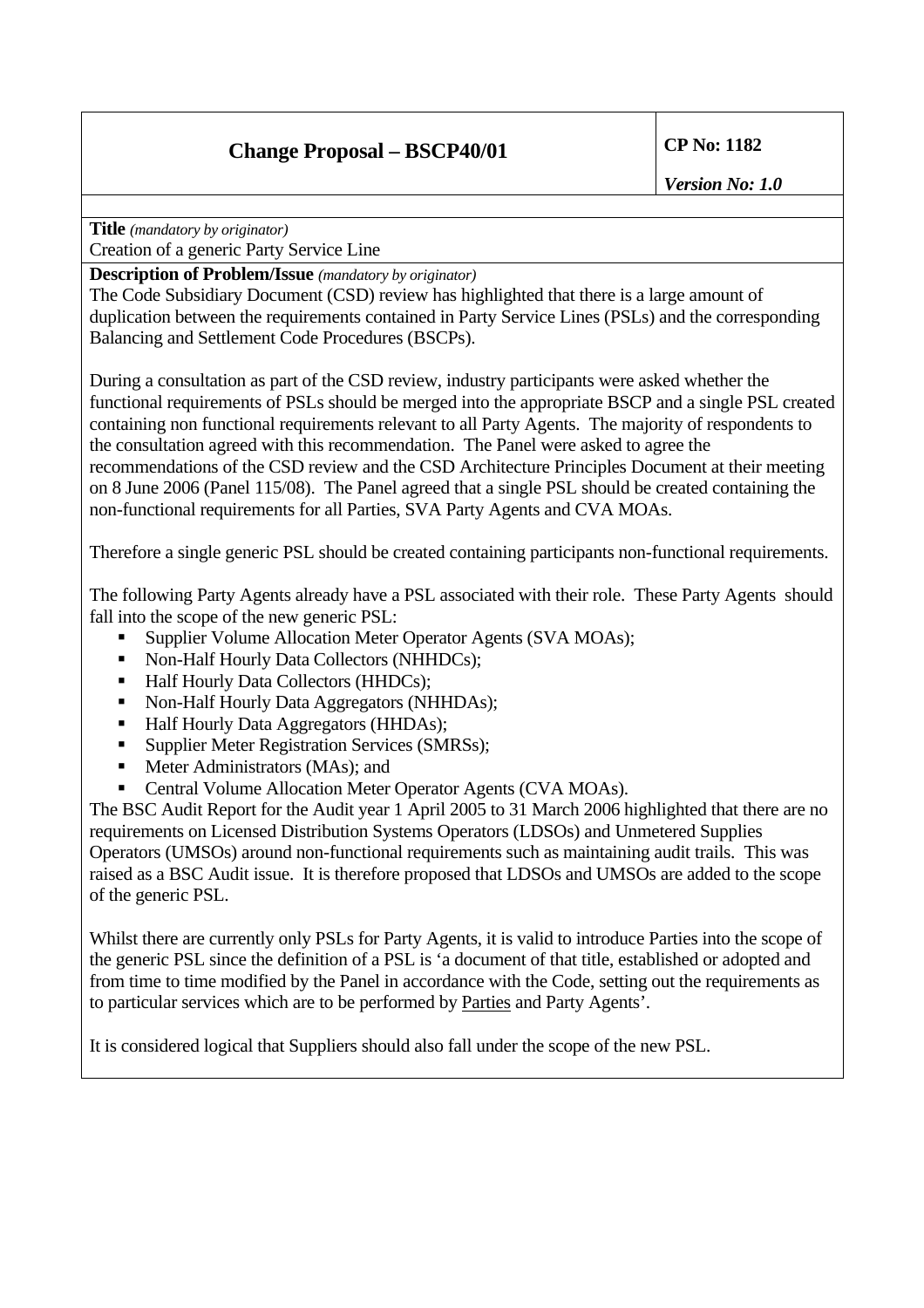| Change Proposal – BSCP40/01 | CP No: 1182 *Version No: 1.0* |
|---|---|

**Title** *(mandatory by originator)*

Creation of a generic Party Service Line

**Description of Problem/Issue** *(mandatory by originator)*

The Code Subsidiary Document (CSD) review has highlighted that there is a large amount of duplication between the requirements contained in Party Service Lines (PSLs) and the corresponding Balancing and Settlement Code Procedures (BSCPs).

During a consultation as part of the CSD review, industry participants were asked whether the functional requirements of PSLs should be merged into the appropriate BSCP and a single PSL created containing non functional requirements relevant to all Party Agents. The majority of respondents to the consultation agreed with this recommendation. The Panel were asked to agree the recommendations of the CSD review and the CSD Architecture Principles Document at their meeting on 8 June 2006 (Panel 115/08). The Panel agreed that a single PSL should be created containing the non-functional requirements for all Parties, SVA Party Agents and CVA MOAs.

Therefore a single generic PSL should be created containing participants non-functional requirements.

The following Party Agents already have a PSL associated with their role. These Party Agents should fall into the scope of the new generic PSL:

- Supplier Volume Allocation Meter Operator Agents (SVA MOAs);
- Non-Half Hourly Data Collectors (NHHDCs);
- Half Hourly Data Collectors (HHDCs);
- Non-Half Hourly Data Aggregators (NHHDAs);
- Half Hourly Data Aggregators (HHDAs);
- Supplier Meter Registration Services (SMRSs);
- Meter Administrators (MAs); and
- Central Volume Allocation Meter Operator Agents (CVA MOAs).

The BSC Audit Report for the Audit year 1 April 2005 to 31 March 2006 highlighted that there are no requirements on Licensed Distribution Systems Operators (LDSOs) and Unmetered Supplies Operators (UMSOs) around non-functional requirements such as maintaining audit trails. This was raised as a BSC Audit issue. It is therefore proposed that LDSOs and UMSOs are added to the scope of the generic PSL.

Whilst there are currently only PSLs for Party Agents, it is valid to introduce Parties into the scope of the generic PSL since the definition of a PSL is 'a document of that title, established or adopted and from time to time modified by the Panel in accordance with the Code, setting out the requirements as to particular services which are to be performed by Parties and Party Agents'.

It is considered logical that Suppliers should also fall under the scope of the new PSL.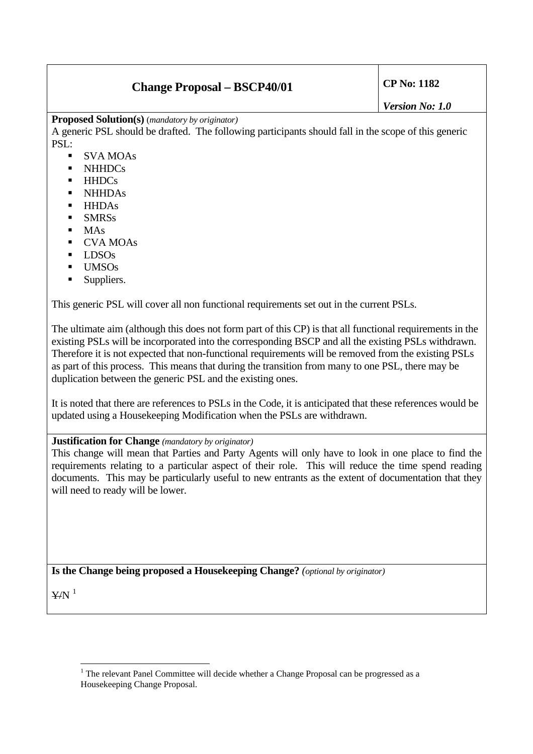| Change Proposal – BSCP40/01 | CP No: 1182 |
|---|---|
| | *Version No: 1.0* |

**Proposed Solution(s)** (*mandatory by originator*)

A generic PSL should be drafted. The following participants should fall in the scope of this generic PSL:

- SVA MOAs
- NHHDCs
- HHDCs
- NHHDAs
- HHDAs
- SMRSs
- MAs
- CVA MOAs
- LDSOs
- UMSOs
- Suppliers.

This generic PSL will cover all non functional requirements set out in the current PSLs.

The ultimate aim (although this does not form part of this CP) is that all functional requirements in the existing PSLs will be incorporated into the corresponding BSCP and all the existing PSLs withdrawn. Therefore it is not expected that non-functional requirements will be removed from the existing PSLs as part of this process. This means that during the transition from many to one PSL, there may be duplication between the generic PSL and the existing ones.

It is noted that there are references to PSLs in the Code, it is anticipated that these references would be updated using a Housekeeping Modification when the PSLs are withdrawn.

**Justification for Change** *(mandatory by originator)*

This change will mean that Parties and Party Agents will only have to look in one place to find the requirements relating to a particular aspect of their role. This will reduce the time spend reading documents. This may be particularly useful to new entrants as the extent of documentation that they will need to ready will be lower.

**Is the Change being proposed a Housekeeping Change?** *(optional by originator)*

~~Y~~/N [1]

[1] The relevant Panel Committee will decide whether a Change Proposal can be progressed as a Housekeeping Change Proposal.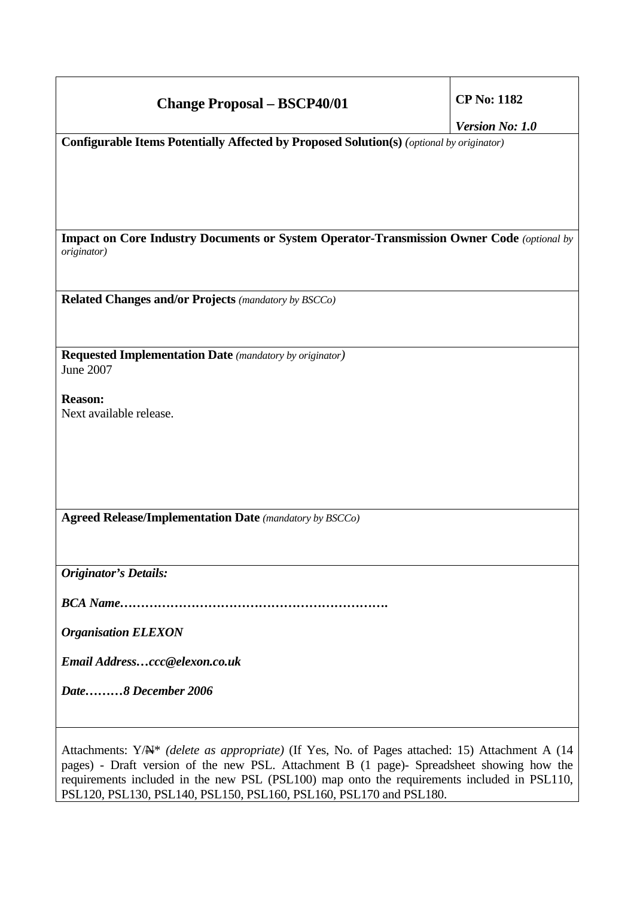| **Change Proposal – BSCP40/01** | **CP No: 1182** *Version No: 1.0* |
|---|---|

**Configurable Items Potentially Affected by Proposed Solution(s)** *(optional by originator)*

**Impact on Core Industry Documents or System Operator-Transmission Owner Code** *(optional by originator)*

**Related Changes and/or Projects** *(mandatory by BSCCo)*

**Requested Implementation Date** *(mandatory by originator)*
June 2007

**Reason:**
Next available release.

**Agreed Release/Implementation Date** *(mandatory by BSCCo)*

***Originator's Details:***

***BCA Name……………………………………………………….***

***Organisation ELEXON***

***Email Address…ccc@elexon.co.uk***

***Date………8 December 2006***

Attachments: Y/~~N~~* *(delete as appropriate)* (If Yes, No. of Pages attached: 15) Attachment A (14 pages) - Draft version of the new PSL. Attachment B (1 page)- Spreadsheet showing how the requirements included in the new PSL (PSL100) map onto the requirements included in PSL110, PSL120, PSL130, PSL140, PSL150, PSL160, PSL160, PSL170 and PSL180.